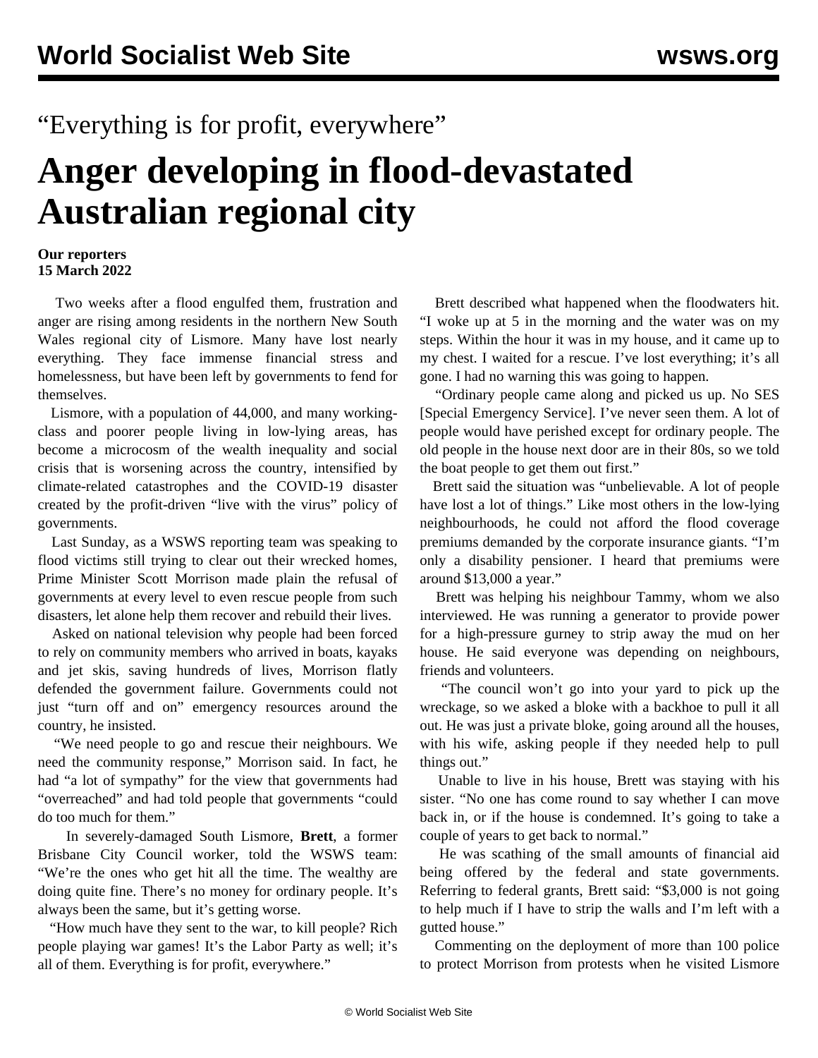“Everything is for profit, everywhere”

# Anger developing in flood-devastated Australian regional city

**Our reporters**
**15 March 2022**

Two weeks after a flood engulfed them, frustration and anger are rising among residents in the northern New South Wales regional city of Lismore. Many have lost nearly everything. They face immense financial stress and homelessness, but have been left by governments to fend for themselves.

Lismore, with a population of 44,000, and many working-class and poorer people living in low-lying areas, has become a microcosm of the wealth inequality and social crisis that is worsening across the country, intensified by climate-related catastrophes and the COVID-19 disaster created by the profit-driven “live with the virus” policy of governments.

Last Sunday, as a WSWS reporting team was speaking to flood victims still trying to clear out their wrecked homes, Prime Minister Scott Morrison made plain the refusal of governments at every level to even rescue people from such disasters, let alone help them recover and rebuild their lives.

Asked on national television why people had been forced to rely on community members who arrived in boats, kayaks and jet skis, saving hundreds of lives, Morrison flatly defended the government failure. Governments could not just “turn off and on” emergency resources around the country, he insisted.

“We need people to go and rescue their neighbours. We need the community response,” Morrison said. In fact, he had “a lot of sympathy” for the view that governments had “overreached” and had told people that governments “could do too much for them.”

In severely-damaged South Lismore, **Brett**, a former Brisbane City Council worker, told the WSWS team: “We’re the ones who get hit all the time. The wealthy are doing quite fine. There’s no money for ordinary people. It’s always been the same, but it’s getting worse.

“How much have they sent to the war, to kill people? Rich people playing war games! It’s the Labor Party as well; it’s all of them. Everything is for profit, everywhere.”

Brett described what happened when the floodwaters hit. “I woke up at 5 in the morning and the water was on my steps. Within the hour it was in my house, and it came up to my chest. I waited for a rescue. I’ve lost everything; it’s all gone. I had no warning this was going to happen.

“Ordinary people came along and picked us up. No SES [Special Emergency Service]. I’ve never seen them. A lot of people would have perished except for ordinary people. The old people in the house next door are in their 80s, so we told the boat people to get them out first.”

Brett said the situation was “unbelievable. A lot of people have lost a lot of things.” Like most others in the low-lying neighbourhoods, he could not afford the flood coverage premiums demanded by the corporate insurance giants. “I’m only a disability pensioner. I heard that premiums were around $13,000 a year.”

Brett was helping his neighbour Tammy, whom we also interviewed. He was running a generator to provide power for a high-pressure gurney to strip away the mud on her house. He said everyone was depending on neighbours, friends and volunteers.

“The council won’t go into your yard to pick up the wreckage, so we asked a bloke with a backhoe to pull it all out. He was just a private bloke, going around all the houses, with his wife, asking people if they needed help to pull things out.”

Unable to live in his house, Brett was staying with his sister. “No one has come round to say whether I can move back in, or if the house is condemned. It’s going to take a couple of years to get back to normal.”

He was scathing of the small amounts of financial aid being offered by the federal and state governments. Referring to federal grants, Brett said: “$3,000 is not going to help much if I have to strip the walls and I’m left with a gutted house.”

Commenting on the deployment of more than 100 police to protect Morrison from protests when he visited Lismore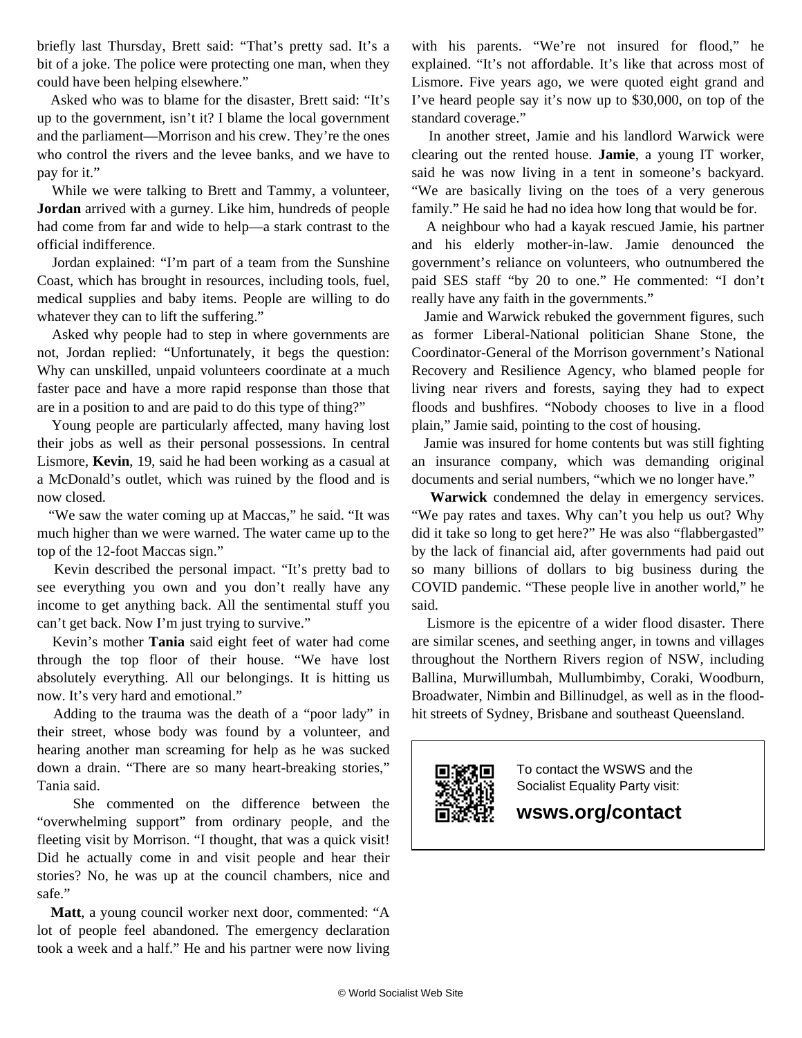briefly last Thursday, Brett said: "That's pretty sad. It's a bit of a joke. The police were protecting one man, when they could have been helping elsewhere."

Asked who was to blame for the disaster, Brett said: "It's up to the government, isn't it? I blame the local government and the parliament—Morrison and his crew. They're the ones who control the rivers and the levee banks, and we have to pay for it."

While we were talking to Brett and Tammy, a volunteer, **Jordan** arrived with a gurney. Like him, hundreds of people had come from far and wide to help—a stark contrast to the official indifference.

Jordan explained: "I'm part of a team from the Sunshine Coast, which has brought in resources, including tools, fuel, medical supplies and baby items. People are willing to do whatever they can to lift the suffering."

Asked why people had to step in where governments are not, Jordan replied: "Unfortunately, it begs the question: Why can unskilled, unpaid volunteers coordinate at a much faster pace and have a more rapid response than those that are in a position to and are paid to do this type of thing?"

Young people are particularly affected, many having lost their jobs as well as their personal possessions. In central Lismore, **Kevin**, 19, said he had been working as a casual at a McDonald's outlet, which was ruined by the flood and is now closed.

"We saw the water coming up at Maccas," he said. "It was much higher than we were warned. The water came up to the top of the 12-foot Maccas sign."

Kevin described the personal impact. "It's pretty bad to see everything you own and you don't really have any income to get anything back. All the sentimental stuff you can't get back. Now I'm just trying to survive."

Kevin's mother **Tania** said eight feet of water had come through the top floor of their house. "We have lost absolutely everything. All our belongings. It is hitting us now. It's very hard and emotional."

Adding to the trauma was the death of a "poor lady" in their street, whose body was found by a volunteer, and hearing another man screaming for help as he was sucked down a drain. "There are so many heart-breaking stories," Tania said.

She commented on the difference between the "overwhelming support" from ordinary people, and the fleeting visit by Morrison. "I thought, that was a quick visit! Did he actually come in and visit people and hear their stories? No, he was up at the council chambers, nice and safe."

**Matt**, a young council worker next door, commented: "A lot of people feel abandoned. The emergency declaration took a week and a half." He and his partner were now living with his parents. "We're not insured for flood," he explained. "It's not affordable. It's like that across most of Lismore. Five years ago, we were quoted eight grand and I've heard people say it's now up to $30,000, on top of the standard coverage."

In another street, Jamie and his landlord Warwick were clearing out the rented house. **Jamie**, a young IT worker, said he was now living in a tent in someone's backyard. "We are basically living on the toes of a very generous family." He said he had no idea how long that would be for.

A neighbour who had a kayak rescued Jamie, his partner and his elderly mother-in-law. Jamie denounced the government's reliance on volunteers, who outnumbered the paid SES staff "by 20 to one." He commented: "I don't really have any faith in the governments."

Jamie and Warwick rebuked the government figures, such as former Liberal-National politician Shane Stone, the Coordinator-General of the Morrison government's National Recovery and Resilience Agency, who blamed people for living near rivers and forests, saying they had to expect floods and bushfires. "Nobody chooses to live in a flood plain," Jamie said, pointing to the cost of housing.

Jamie was insured for home contents but was still fighting an insurance company, which was demanding original documents and serial numbers, "which we no longer have."

**Warwick** condemned the delay in emergency services. "We pay rates and taxes. Why can't you help us out? Why did it take so long to get here?" He was also "flabbergasted" by the lack of financial aid, after governments had paid out so many billions of dollars to big business during the COVID pandemic. "These people live in another world," he said.

Lismore is the epicentre of a wider flood disaster. There are similar scenes, and seething anger, in towns and villages throughout the Northern Rivers region of NSW, including Ballina, Murwillumbah, Mullumbimby, Coraki, Woodburn, Broadwater, Nimbin and Billinudgel, as well as in the flood-hit streets of Sydney, Brisbane and southeast Queensland.

To contact the WSWS and the Socialist Equality Party visit:

**wsws.org/contact**